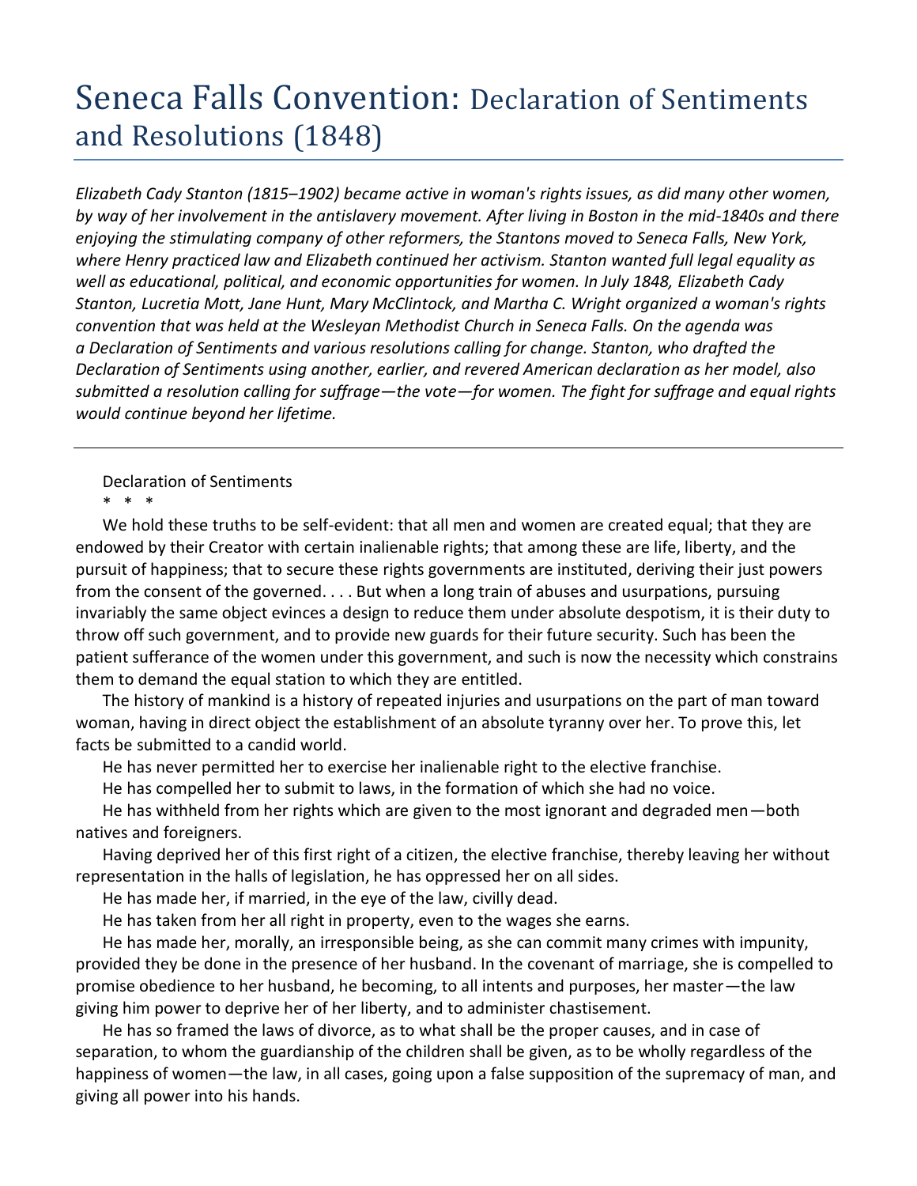# Seneca Falls Convention: Declaration of Sentiments and Resolutions (1848)

*Elizabeth Cady Stanton (1815–1902) became active in woman's rights issues, as did many other women, by way of her involvement in the antislavery movement. After living in Boston in the mid-1840s and there enjoying the stimulating company of other reformers, the Stantons moved to Seneca Falls, New York, where Henry practiced law and Elizabeth continued her activism. Stanton wanted full legal equality as well as educational, political, and economic opportunities for women. In July 1848, Elizabeth Cady Stanton, Lucretia Mott, Jane Hunt, Mary McClintock, and Martha C. Wright organized a woman's rights convention that was held at the Wesleyan Methodist Church in Seneca Falls. On the agenda was a Declaration of Sentiments and various resolutions calling for change. Stanton, who drafted the Declaration of Sentiments using another, earlier, and revered American declaration as her model, also submitted a resolution calling for suffrage—the vote—for women. The fight for suffrage and equal rights would continue beyond her lifetime.*

---

Declaration of Sentiments

\* \* \*

We hold these truths to be self-evident: that all men and women are created equal; that they are endowed by their Creator with certain inalienable rights; that among these are life, liberty, and the pursuit of happiness; that to secure these rights governments are instituted, deriving their just powers from the consent of the governed. . . . But when a long train of abuses and usurpations, pursuing invariably the same object evinces a design to reduce them under absolute despotism, it is their duty to throw off such government, and to provide new guards for their future security. Such has been the patient sufferance of the women under this government, and such is now the necessity which constrains them to demand the equal station to which they are entitled.

The history of mankind is a history of repeated injuries and usurpations on the part of man toward woman, having in direct object the establishment of an absolute tyranny over her. To prove this, let facts be submitted to a candid world.

He has never permitted her to exercise her inalienable right to the elective franchise.

He has compelled her to submit to laws, in the formation of which she had no voice.

He has withheld from her rights which are given to the most ignorant and degraded men—both natives and foreigners.

Having deprived her of this first right of a citizen, the elective franchise, thereby leaving her without representation in the halls of legislation, he has oppressed her on all sides.

He has made her, if married, in the eye of the law, civilly dead.

He has taken from her all right in property, even to the wages she earns.

He has made her, morally, an irresponsible being, as she can commit many crimes with impunity, provided they be done in the presence of her husband. In the covenant of marriage, she is compelled to promise obedience to her husband, he becoming, to all intents and purposes, her master—the law giving him power to deprive her of her liberty, and to administer chastisement.

He has so framed the laws of divorce, as to what shall be the proper causes, and in case of separation, to whom the guardianship of the children shall be given, as to be wholly regardless of the happiness of women—the law, in all cases, going upon a false supposition of the supremacy of man, and giving all power into his hands.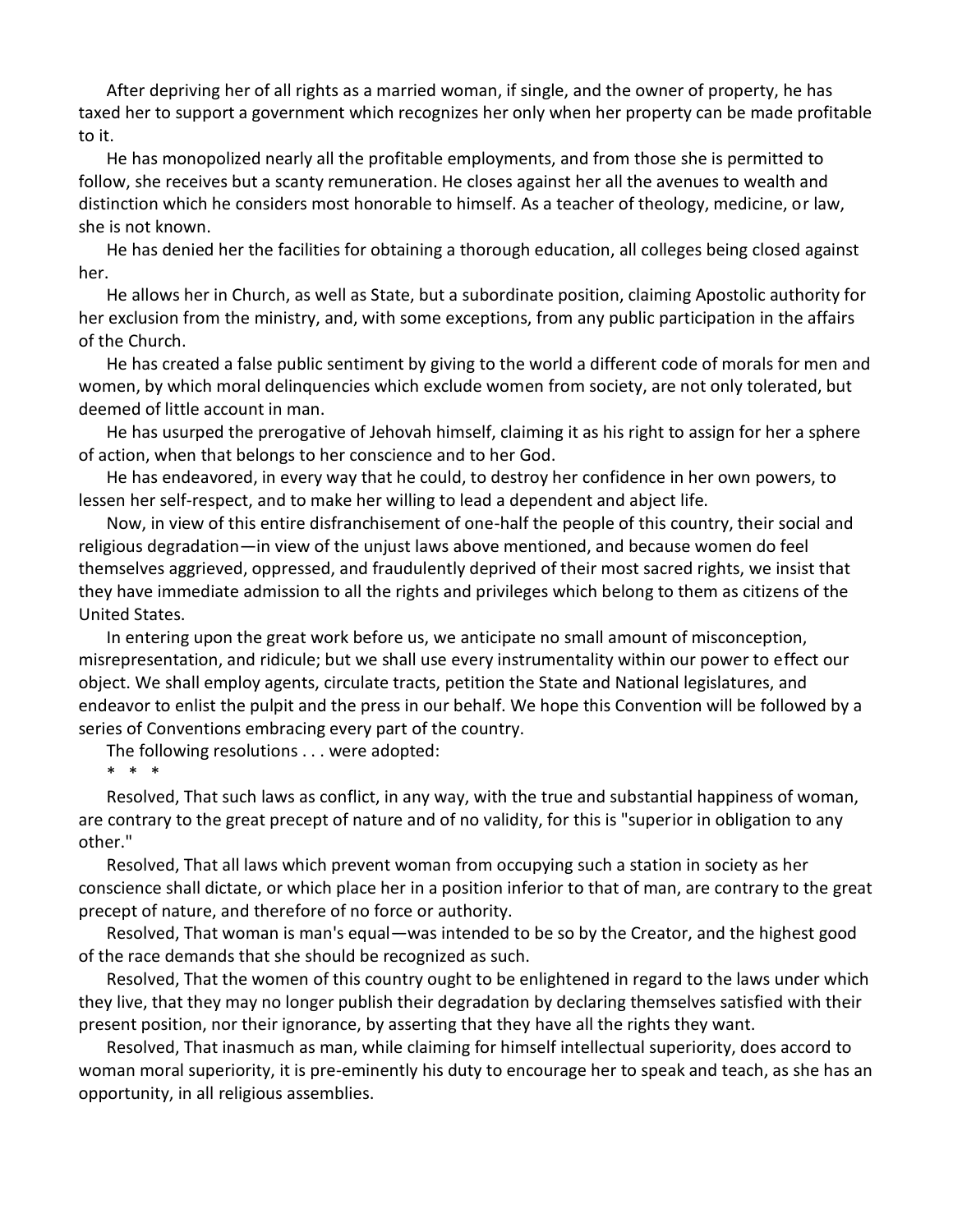After depriving her of all rights as a married woman, if single, and the owner of property, he has taxed her to support a government which recognizes her only when her property can be made profitable to it.

He has monopolized nearly all the profitable employments, and from those she is permitted to follow, she receives but a scanty remuneration. He closes against her all the avenues to wealth and distinction which he considers most honorable to himself. As a teacher of theology, medicine, or law, she is not known.

He has denied her the facilities for obtaining a thorough education, all colleges being closed against her.

He allows her in Church, as well as State, but a subordinate position, claiming Apostolic authority for her exclusion from the ministry, and, with some exceptions, from any public participation in the affairs of the Church.

He has created a false public sentiment by giving to the world a different code of morals for men and women, by which moral delinquencies which exclude women from society, are not only tolerated, but deemed of little account in man.

He has usurped the prerogative of Jehovah himself, claiming it as his right to assign for her a sphere of action, when that belongs to her conscience and to her God.

He has endeavored, in every way that he could, to destroy her confidence in her own powers, to lessen her self-respect, and to make her willing to lead a dependent and abject life.

Now, in view of this entire disfranchisement of one-half the people of this country, their social and religious degradation—in view of the unjust laws above mentioned, and because women do feel themselves aggrieved, oppressed, and fraudulently deprived of their most sacred rights, we insist that they have immediate admission to all the rights and privileges which belong to them as citizens of the United States.

In entering upon the great work before us, we anticipate no small amount of misconception, misrepresentation, and ridicule; but we shall use every instrumentality within our power to effect our object. We shall employ agents, circulate tracts, petition the State and National legislatures, and endeavor to enlist the pulpit and the press in our behalf. We hope this Convention will be followed by a series of Conventions embracing every part of the country.

The following resolutions . . . were adopted:

\* \* \*

Resolved, That such laws as conflict, in any way, with the true and substantial happiness of woman, are contrary to the great precept of nature and of no validity, for this is "superior in obligation to any other."

Resolved, That all laws which prevent woman from occupying such a station in society as her conscience shall dictate, or which place her in a position inferior to that of man, are contrary to the great precept of nature, and therefore of no force or authority.

Resolved, That woman is man's equal—was intended to be so by the Creator, and the highest good of the race demands that she should be recognized as such.

Resolved, That the women of this country ought to be enlightened in regard to the laws under which they live, that they may no longer publish their degradation by declaring themselves satisfied with their present position, nor their ignorance, by asserting that they have all the rights they want.

Resolved, That inasmuch as man, while claiming for himself intellectual superiority, does accord to woman moral superiority, it is pre-eminently his duty to encourage her to speak and teach, as she has an opportunity, in all religious assemblies.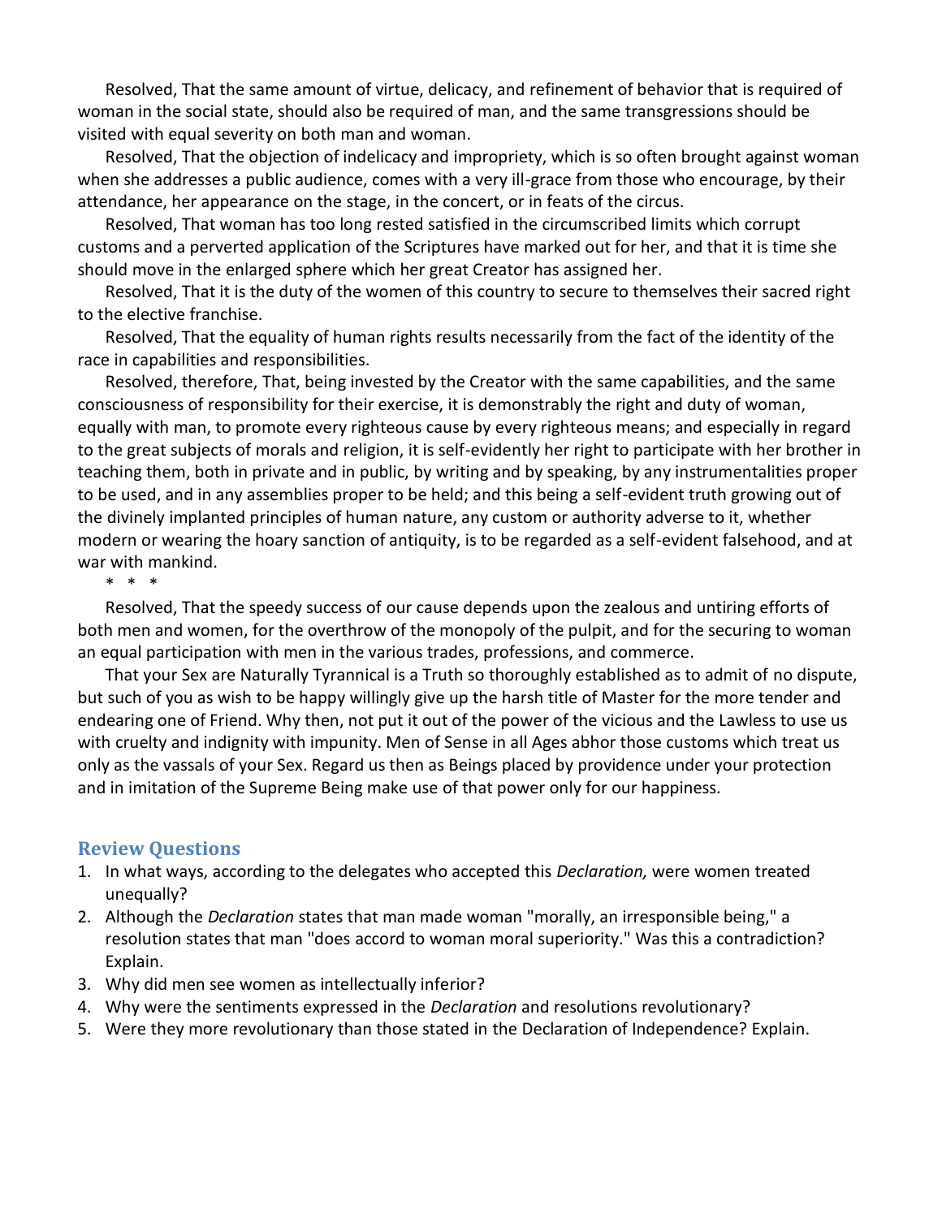Resolved, That the same amount of virtue, delicacy, and refinement of behavior that is required of woman in the social state, should also be required of man, and the same transgressions should be visited with equal severity on both man and woman.

Resolved, That the objection of indelicacy and impropriety, which is so often brought against woman when she addresses a public audience, comes with a very ill-grace from those who encourage, by their attendance, her appearance on the stage, in the concert, or in feats of the circus.

Resolved, That woman has too long rested satisfied in the circumscribed limits which corrupt customs and a perverted application of the Scriptures have marked out for her, and that it is time she should move in the enlarged sphere which her great Creator has assigned her.

Resolved, That it is the duty of the women of this country to secure to themselves their sacred right to the elective franchise.

Resolved, That the equality of human rights results necessarily from the fact of the identity of the race in capabilities and responsibilities.

Resolved, therefore, That, being invested by the Creator with the same capabilities, and the same consciousness of responsibility for their exercise, it is demonstrably the right and duty of woman, equally with man, to promote every righteous cause by every righteous means; and especially in regard to the great subjects of morals and religion, it is self-evidently her right to participate with her brother in teaching them, both in private and in public, by writing and by speaking, by any instrumentalities proper to be used, and in any assemblies proper to be held; and this being a self-evident truth growing out of the divinely implanted principles of human nature, any custom or authority adverse to it, whether modern or wearing the hoary sanction of antiquity, is to be regarded as a self-evident falsehood, and at war with mankind.

\* \* \*

Resolved, That the speedy success of our cause depends upon the zealous and untiring efforts of both men and women, for the overthrow of the monopoly of the pulpit, and for the securing to woman an equal participation with men in the various trades, professions, and commerce.

That your Sex are Naturally Tyrannical is a Truth so thoroughly established as to admit of no dispute, but such of you as wish to be happy willingly give up the harsh title of Master for the more tender and endearing one of Friend. Why then, not put it out of the power of the vicious and the Lawless to use us with cruelty and indignity with impunity. Men of Sense in all Ages abhor those customs which treat us only as the vassals of your Sex. Regard us then as Beings placed by providence under your protection and in imitation of the Supreme Being make use of that power only for our happiness.

## Review Questions

1. In what ways, according to the delegates who accepted this *Declaration,* were women treated unequally?
2. Although the *Declaration* states that man made woman "morally, an irresponsible being," a resolution states that man "does accord to woman moral superiority." Was this a contradiction? Explain.
3. Why did men see women as intellectually inferior?
4. Why were the sentiments expressed in the *Declaration* and resolutions revolutionary?
5. Were they more revolutionary than those stated in the Declaration of Independence? Explain.